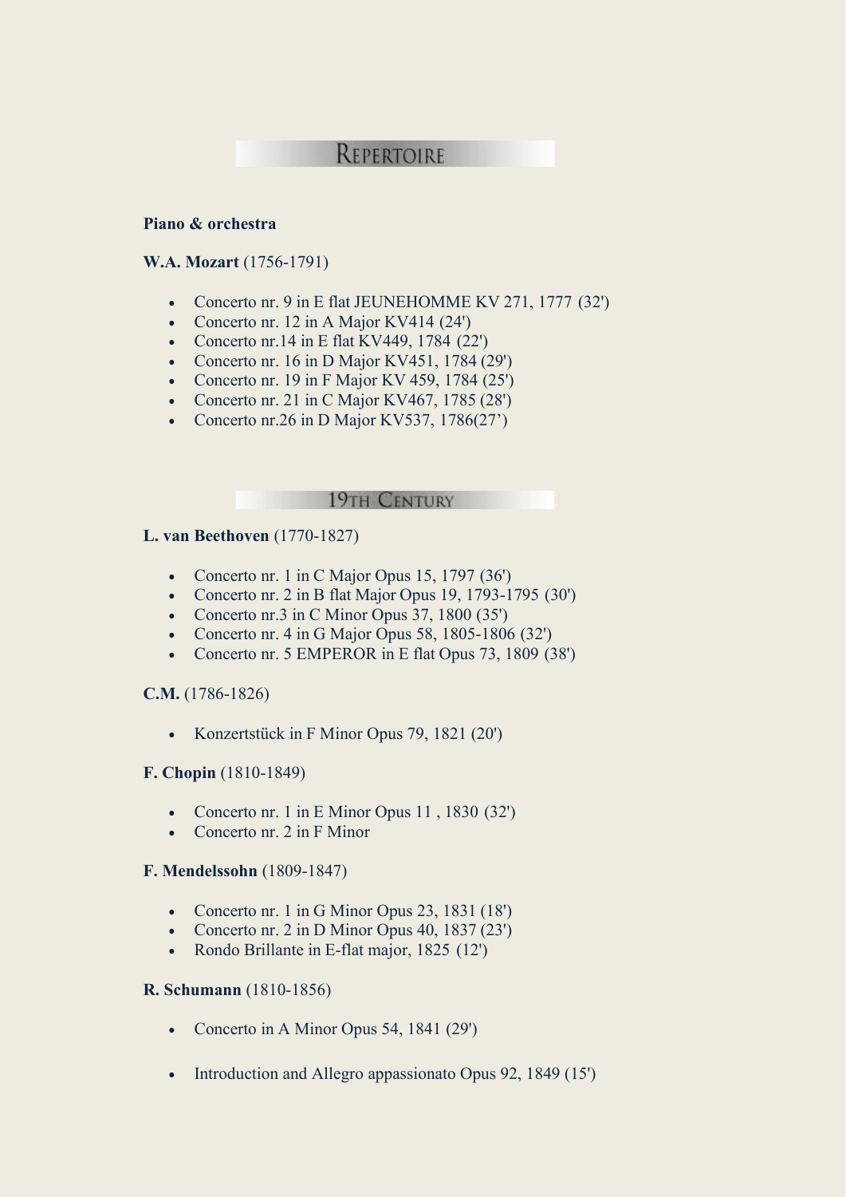# Repertoire

**Piano & orchestra**

**W.A. Mozart** (1756-1791)

- Concerto nr. 9 in E flat JEUNEHOMME KV 271, 1777 (32')
- Concerto nr. 12 in A Major KV414 (24')
- Concerto nr.14 in E flat KV449, 1784 (22')
- Concerto nr. 16 in D Major KV451, 1784 (29')
- Concerto nr. 19 in F Major KV 459, 1784 (25')
- Concerto nr. 21 in C Major KV467, 1785 (28')
- Concerto nr.26 in D Major KV537, 1786(27')

## 19th Century

**L. van Beethoven** (1770-1827)

- Concerto nr. 1 in C Major Opus 15, 1797 (36')
- Concerto nr. 2 in B flat Major Opus 19, 1793-1795 (30')
- Concerto nr.3 in C Minor Opus 37, 1800 (35')
- Concerto nr. 4 in G Major Opus 58, 1805-1806 (32')
- Concerto nr. 5 EMPEROR in E flat Opus 73, 1809 (38')

**C.M.** (1786-1826)

- Konzertstück in F Minor Opus 79, 1821 (20')

**F. Chopin** (1810-1849)

- Concerto nr. 1 in E Minor Opus 11 , 1830 (32')
- Concerto nr. 2 in F Minor

**F. Mendelssohn** (1809-1847)

- Concerto nr. 1 in G Minor Opus 23, 1831 (18')
- Concerto nr. 2 in D Minor Opus 40, 1837 (23')
- Rondo Brillante in E-flat major, 1825 (12')

**R. Schumann** (1810-1856)

- Concerto in A Minor Opus 54, 1841 (29')
- Introduction and Allegro appassionato Opus 92, 1849 (15')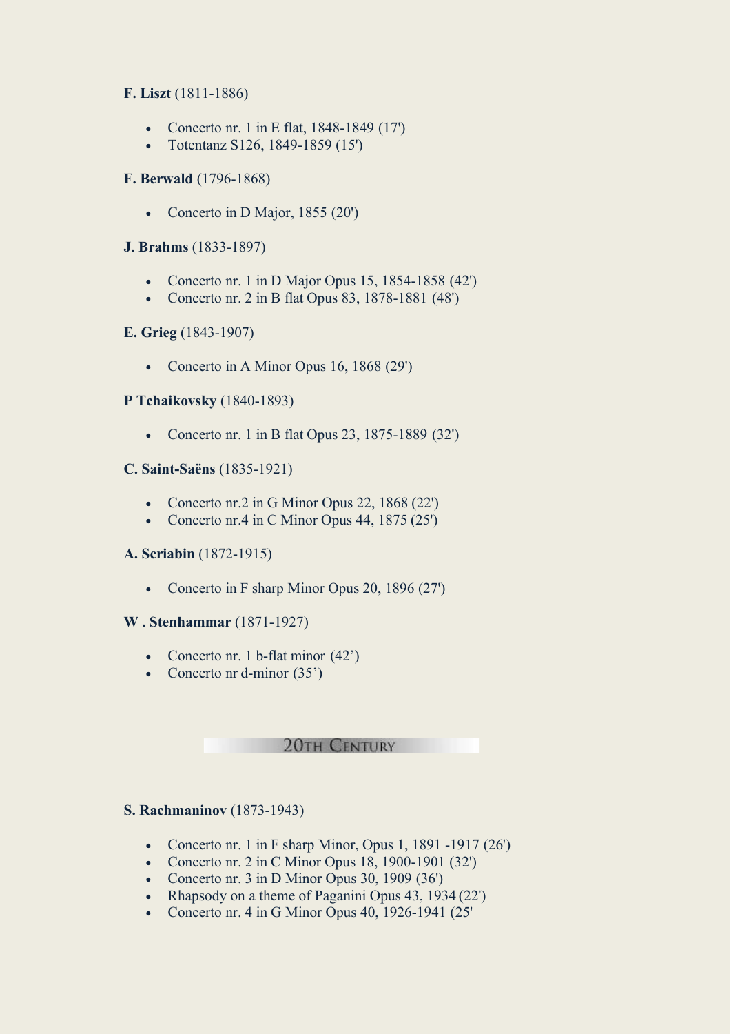**F. Liszt** (1811-1886)

- Concerto nr. 1 in E flat, 1848-1849 (17')
- Totentanz S126, 1849-1859 (15')

**F. Berwald** (1796-1868)

- Concerto in D Major, 1855 (20')

**J. Brahms** (1833-1897)

- Concerto nr. 1 in D Major Opus 15, 1854-1858 (42')
- Concerto nr. 2 in B flat Opus 83, 1878-1881 (48')

**E. Grieg** (1843-1907)

- Concerto in A Minor Opus 16, 1868 (29')

**P Tchaikovsky** (1840-1893)

- Concerto nr. 1 in B flat Opus 23, 1875-1889 (32')

**C. Saint-Saëns** (1835-1921)

- Concerto nr.2 in G Minor Opus 22, 1868 (22')
- Concerto nr.4 in C Minor Opus 44, 1875 (25')

**A. Scriabin** (1872-1915)

- Concerto in F sharp Minor Opus 20, 1896 (27')

**W . Stenhammar** (1871-1927)

- Concerto nr. 1 b-flat minor (42')
- Concerto nr d-minor (35')

## 20th Century

**S. Rachmaninov** (1873-1943)

- Concerto nr. 1 in F sharp Minor, Opus 1, 1891 -1917 (26')
- Concerto nr. 2 in C Minor Opus 18, 1900-1901 (32')
- Concerto nr. 3 in D Minor Opus 30, 1909 (36')
- Rhapsody on a theme of Paganini Opus 43, 1934 (22')
- Concerto nr. 4 in G Minor Opus 40, 1926-1941 (25'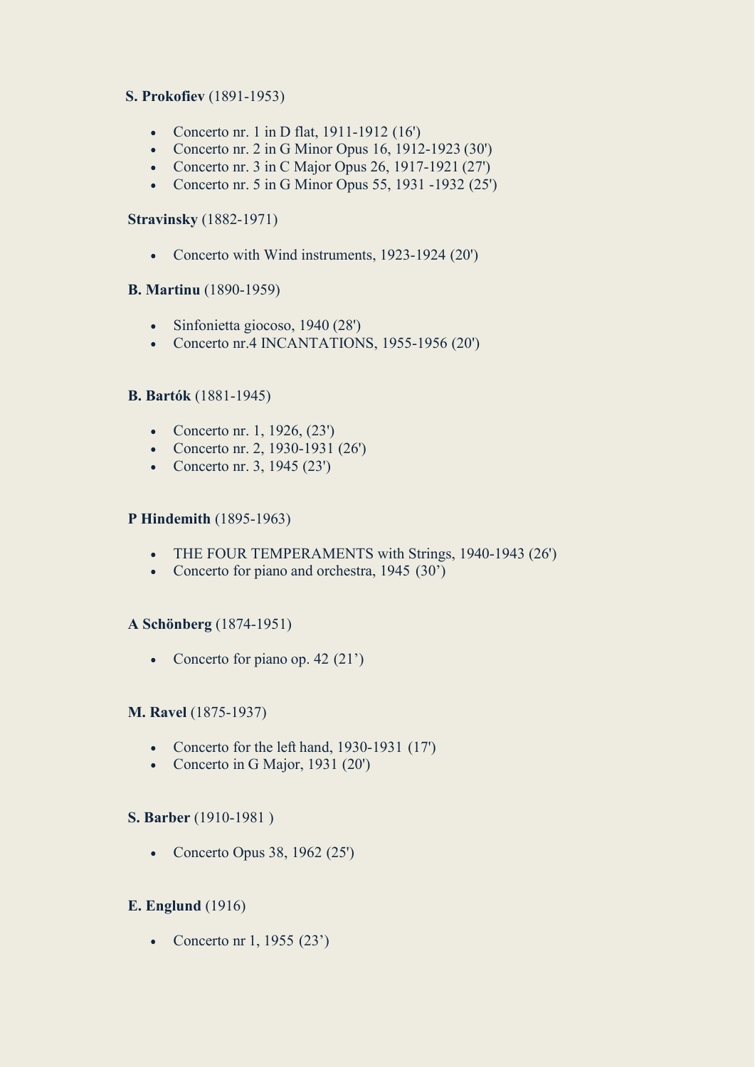**S. Prokofiev** (1891-1953)

- Concerto nr. 1 in D flat, 1911-1912 (16')
- Concerto nr. 2 in G Minor Opus 16, 1912-1923 (30')
- Concerto nr. 3 in C Major Opus 26, 1917-1921 (27')
- Concerto nr. 5 in G Minor Opus 55, 1931 -1932 (25')

**Stravinsky** (1882-1971)

- Concerto with Wind instruments, 1923-1924 (20')

**B. Martinu** (1890-1959)

- Sinfonietta giocoso, 1940 (28')
- Concerto nr.4 INCANTATIONS, 1955-1956 (20')

**B. Bartók** (1881-1945)

- Concerto nr. 1, 1926, (23')
- Concerto nr. 2, 1930-1931 (26')
- Concerto nr. 3, 1945 (23')

**P Hindemith** (1895-1963)

- THE FOUR TEMPERAMENTS with Strings, 1940-1943 (26')
- Concerto for piano and orchestra, 1945 (30')

**A Schönberg** (1874-1951)

- Concerto for piano op. 42 (21')

**M. Ravel** (1875-1937)

- Concerto for the left hand, 1930-1931 (17')
- Concerto in G Major, 1931 (20')

**S. Barber** (1910-1981 )

- Concerto Opus 38, 1962 (25')

**E. Englund** (1916)

- Concerto nr 1, 1955 (23')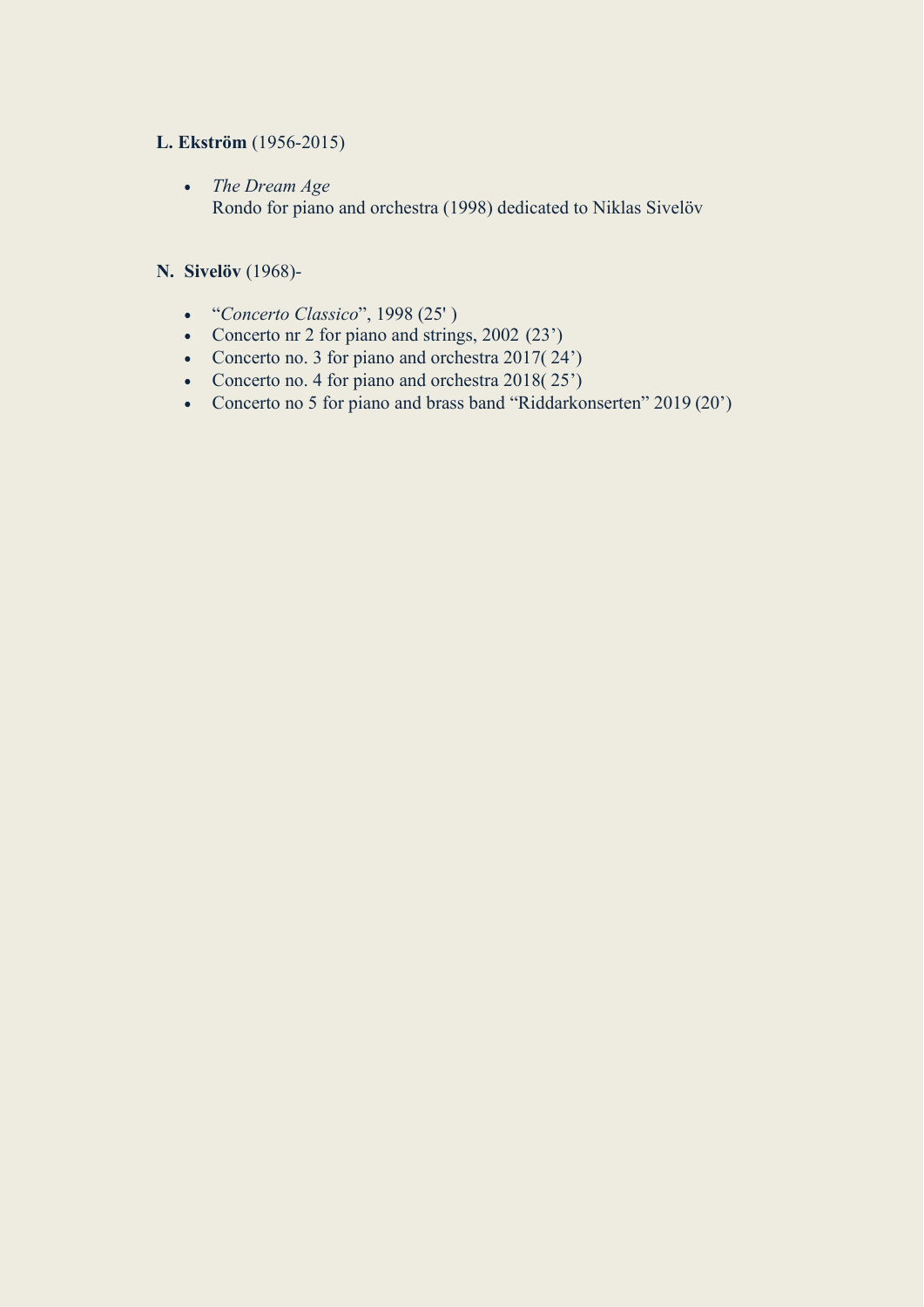**L. Ekström** (1956-2015)

- *The Dream Age*
  Rondo for piano and orchestra (1998) dedicated to Niklas Sivelöv

**N. Sivelöv** (1968)-

- "*Concerto Classico*", 1998 (25' )
- Concerto nr 2 for piano and strings, 2002 (23')
- Concerto no. 3 for piano and orchestra 2017( 24')
- Concerto no. 4 for piano and orchestra 2018( 25')
- Concerto no 5 for piano and brass band "Riddarkonserten" 2019 (20')